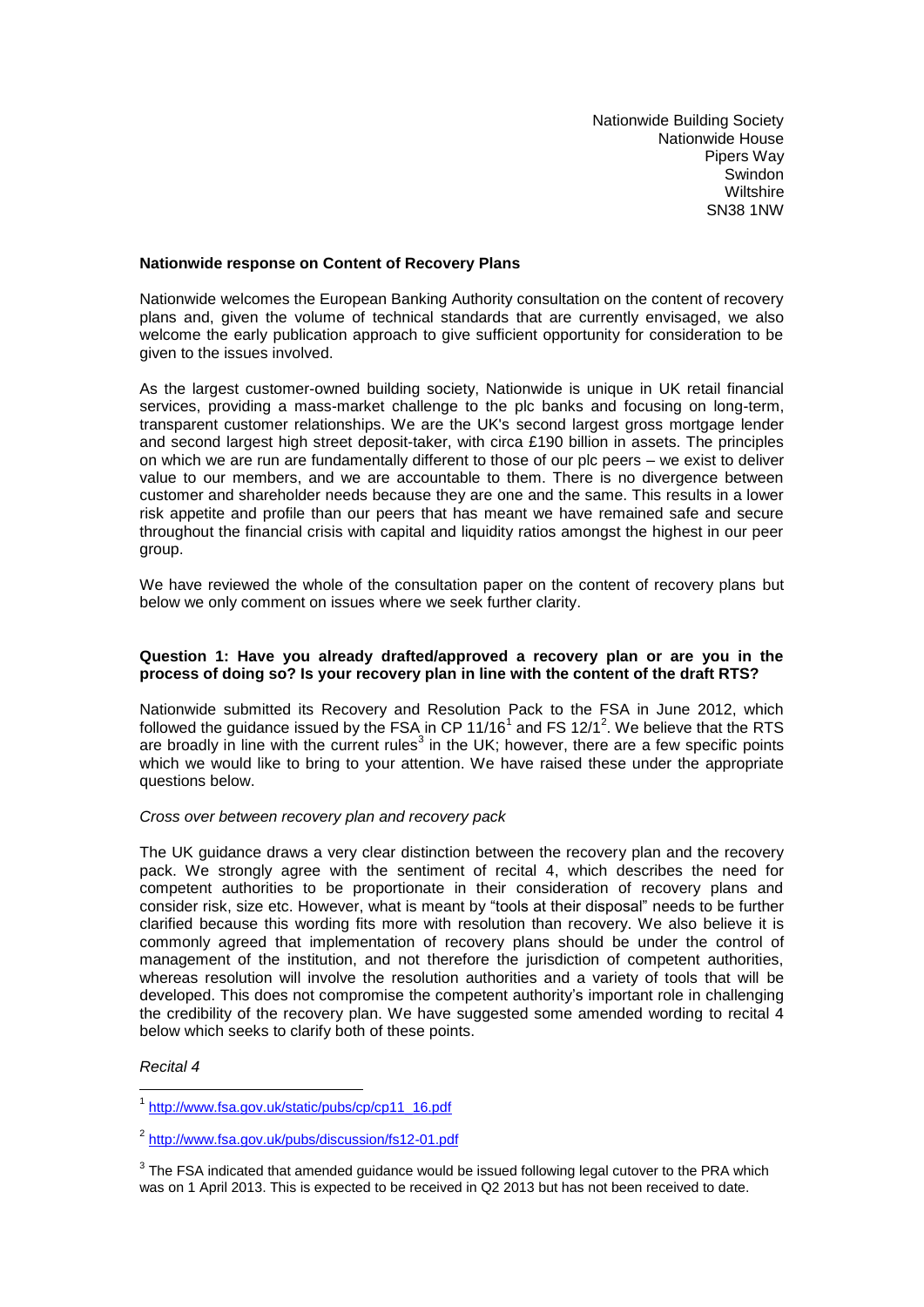Nationwide Building Society
Nationwide House
Pipers Way
Swindon
Wiltshire
SN38 1NW

**Nationwide response on Content of Recovery Plans**

Nationwide welcomes the European Banking Authority consultation on the content of recovery plans and, given the volume of technical standards that are currently envisaged, we also welcome the early publication approach to give sufficient opportunity for consideration to be given to the issues involved.

As the largest customer-owned building society, Nationwide is unique in UK retail financial services, providing a mass-market challenge to the plc banks and focusing on long-term, transparent customer relationships. We are the UK's second largest gross mortgage lender and second largest high street deposit-taker, with circa £190 billion in assets. The principles on which we are run are fundamentally different to those of our plc peers – we exist to deliver value to our members, and we are accountable to them. There is no divergence between customer and shareholder needs because they are one and the same. This results in a lower risk appetite and profile than our peers that has meant we have remained safe and secure throughout the financial crisis with capital and liquidity ratios amongst the highest in our peer group.

We have reviewed the whole of the consultation paper on the content of recovery plans but below we only comment on issues where we seek further clarity.

**Question 1: Have you already drafted/approved a recovery plan or are you in the process of doing so? Is your recovery plan in line with the content of the draft RTS?**

Nationwide submitted its Recovery and Resolution Pack to the FSA in June 2012, which followed the guidance issued by the FSA in CP 11/16[1] and FS 12/1[2]. We believe that the RTS are broadly in line with the current rules[3] in the UK; however, there are a few specific points which we would like to bring to your attention. We have raised these under the appropriate questions below.

*Cross over between recovery plan and recovery pack*

The UK guidance draws a very clear distinction between the recovery plan and the recovery pack. We strongly agree with the sentiment of recital 4, which describes the need for competent authorities to be proportionate in their consideration of recovery plans and consider risk, size etc. However, what is meant by "tools at their disposal" needs to be further clarified because this wording fits more with resolution than recovery. We also believe it is commonly agreed that implementation of recovery plans should be under the control of management of the institution, and not therefore the jurisdiction of competent authorities, whereas resolution will involve the resolution authorities and a variety of tools that will be developed. This does not compromise the competent authority's important role in challenging the credibility of the recovery plan. We have suggested some amended wording to recital 4 below which seeks to clarify both of these points.

*Recital 4*

---

[1] http://www.fsa.gov.uk/static/pubs/cp/cp11_16.pdf

[2] http://www.fsa.gov.uk/pubs/discussion/fs12-01.pdf

[3] The FSA indicated that amended guidance would be issued following legal cutover to the PRA which was on 1 April 2013. This is expected to be received in Q2 2013 but has not been received to date.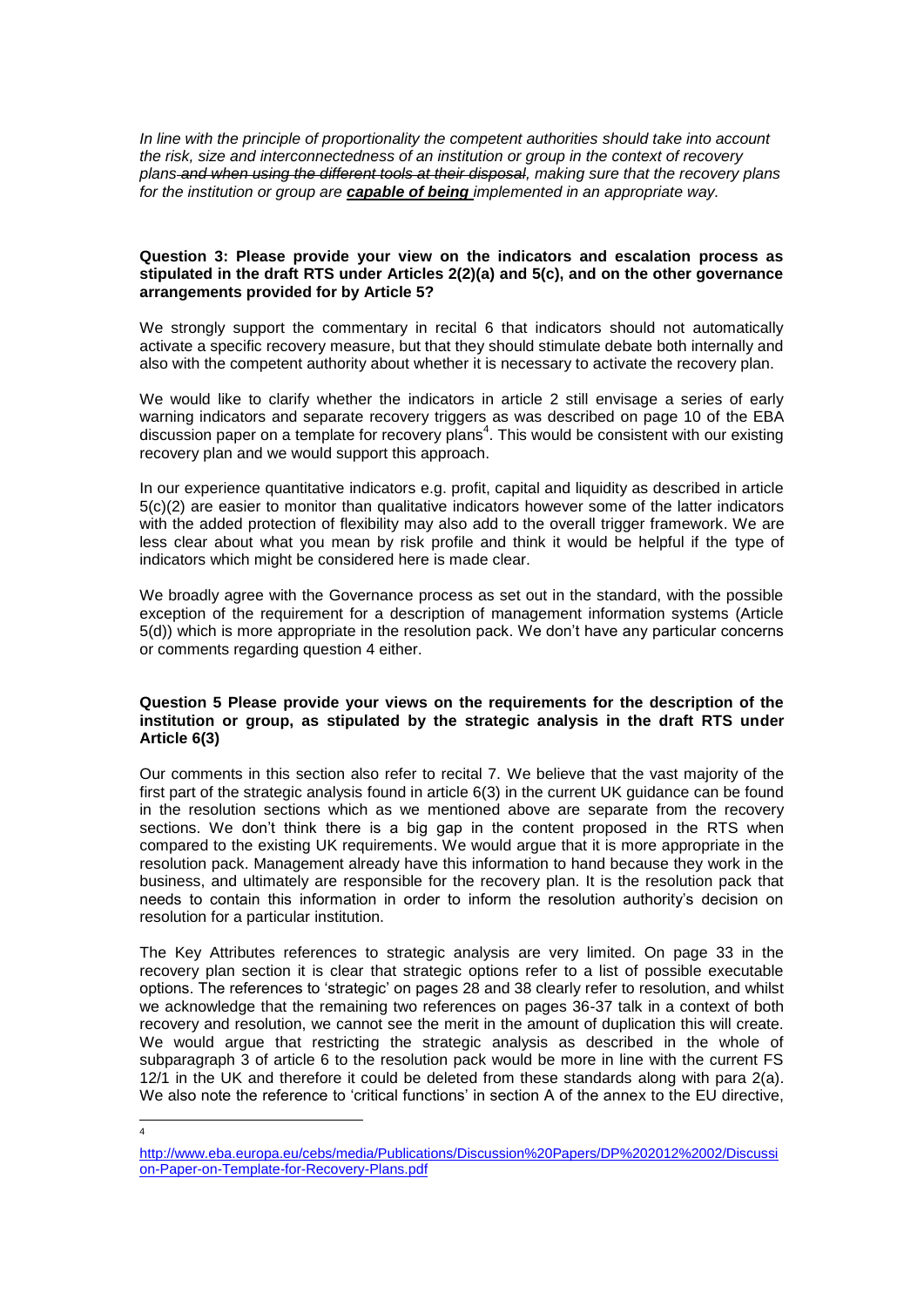*In line with the principle of proportionality the competent authorities should take into account the risk, size and interconnectedness of an institution or group in the context of recovery plans ~~and when using the different tools at their disposal~~, making sure that the recovery plans for the institution or group are* ***capable of being*** *implemented in an appropriate way.*

**Question 3: Please provide your view on the indicators and escalation process as stipulated in the draft RTS under Articles 2(2)(a) and 5(c), and on the other governance arrangements provided for by Article 5?**

We strongly support the commentary in recital 6 that indicators should not automatically activate a specific recovery measure, but that they should stimulate debate both internally and also with the competent authority about whether it is necessary to activate the recovery plan.

We would like to clarify whether the indicators in article 2 still envisage a series of early warning indicators and separate recovery triggers as was described on page 10 of the EBA discussion paper on a template for recovery plans[4]. This would be consistent with our existing recovery plan and we would support this approach.

In our experience quantitative indicators e.g. profit, capital and liquidity as described in article 5(c)(2) are easier to monitor than qualitative indicators however some of the latter indicators with the added protection of flexibility may also add to the overall trigger framework. We are less clear about what you mean by risk profile and think it would be helpful if the type of indicators which might be considered here is made clear.

We broadly agree with the Governance process as set out in the standard, with the possible exception of the requirement for a description of management information systems (Article 5(d)) which is more appropriate in the resolution pack. We don't have any particular concerns or comments regarding question 4 either.

**Question 5 Please provide your views on the requirements for the description of the institution or group, as stipulated by the strategic analysis in the draft RTS under Article 6(3)**

Our comments in this section also refer to recital 7. We believe that the vast majority of the first part of the strategic analysis found in article 6(3) in the current UK guidance can be found in the resolution sections which as we mentioned above are separate from the recovery sections. We don't think there is a big gap in the content proposed in the RTS when compared to the existing UK requirements. We would argue that it is more appropriate in the resolution pack. Management already have this information to hand because they work in the business, and ultimately are responsible for the recovery plan. It is the resolution pack that needs to contain this information in order to inform the resolution authority's decision on resolution for a particular institution.

The Key Attributes references to strategic analysis are very limited. On page 33 in the recovery plan section it is clear that strategic options refer to a list of possible executable options. The references to 'strategic' on pages 28 and 38 clearly refer to resolution, and whilst we acknowledge that the remaining two references on pages 36-37 talk in a context of both recovery and resolution, we cannot see the merit in the amount of duplication this will create. We would argue that restricting the strategic analysis as described in the whole of subparagraph 3 of article 6 to the resolution pack would be more in line with the current FS 12/1 in the UK and therefore it could be deleted from these standards along with para 2(a). We also note the reference to 'critical functions' in section A of the annex to the EU directive,

---

[4] http://www.eba.europa.eu/cebs/media/Publications/Discussion%20Papers/DP%202012%2002/Discussion-Paper-on-Template-for-Recovery-Plans.pdf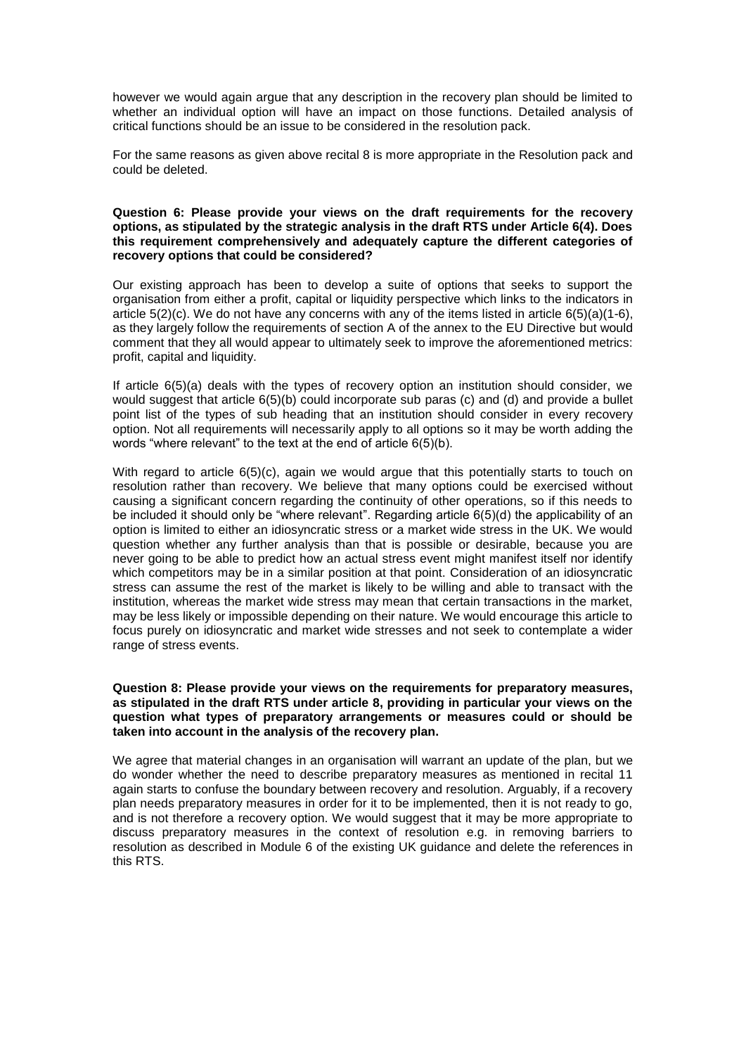however we would again argue that any description in the recovery plan should be limited to whether an individual option will have an impact on those functions. Detailed analysis of critical functions should be an issue to be considered in the resolution pack.

For the same reasons as given above recital 8 is more appropriate in the Resolution pack and could be deleted.

**Question 6: Please provide your views on the draft requirements for the recovery options, as stipulated by the strategic analysis in the draft RTS under Article 6(4). Does this requirement comprehensively and adequately capture the different categories of recovery options that could be considered?**

Our existing approach has been to develop a suite of options that seeks to support the organisation from either a profit, capital or liquidity perspective which links to the indicators in article 5(2)(c). We do not have any concerns with any of the items listed in article 6(5)(a)(1-6), as they largely follow the requirements of section A of the annex to the EU Directive but would comment that they all would appear to ultimately seek to improve the aforementioned metrics: profit, capital and liquidity.

If article 6(5)(a) deals with the types of recovery option an institution should consider, we would suggest that article 6(5)(b) could incorporate sub paras (c) and (d) and provide a bullet point list of the types of sub heading that an institution should consider in every recovery option. Not all requirements will necessarily apply to all options so it may be worth adding the words "where relevant" to the text at the end of article 6(5)(b).

With regard to article 6(5)(c), again we would argue that this potentially starts to touch on resolution rather than recovery. We believe that many options could be exercised without causing a significant concern regarding the continuity of other operations, so if this needs to be included it should only be "where relevant". Regarding article 6(5)(d) the applicability of an option is limited to either an idiosyncratic stress or a market wide stress in the UK. We would question whether any further analysis than that is possible or desirable, because you are never going to be able to predict how an actual stress event might manifest itself nor identify which competitors may be in a similar position at that point. Consideration of an idiosyncratic stress can assume the rest of the market is likely to be willing and able to transact with the institution, whereas the market wide stress may mean that certain transactions in the market, may be less likely or impossible depending on their nature. We would encourage this article to focus purely on idiosyncratic and market wide stresses and not seek to contemplate a wider range of stress events.

**Question 8: Please provide your views on the requirements for preparatory measures, as stipulated in the draft RTS under article 8, providing in particular your views on the question what types of preparatory arrangements or measures could or should be taken into account in the analysis of the recovery plan.**

We agree that material changes in an organisation will warrant an update of the plan, but we do wonder whether the need to describe preparatory measures as mentioned in recital 11 again starts to confuse the boundary between recovery and resolution. Arguably, if a recovery plan needs preparatory measures in order for it to be implemented, then it is not ready to go, and is not therefore a recovery option. We would suggest that it may be more appropriate to discuss preparatory measures in the context of resolution e.g. in removing barriers to resolution as described in Module 6 of the existing UK guidance and delete the references in this RTS.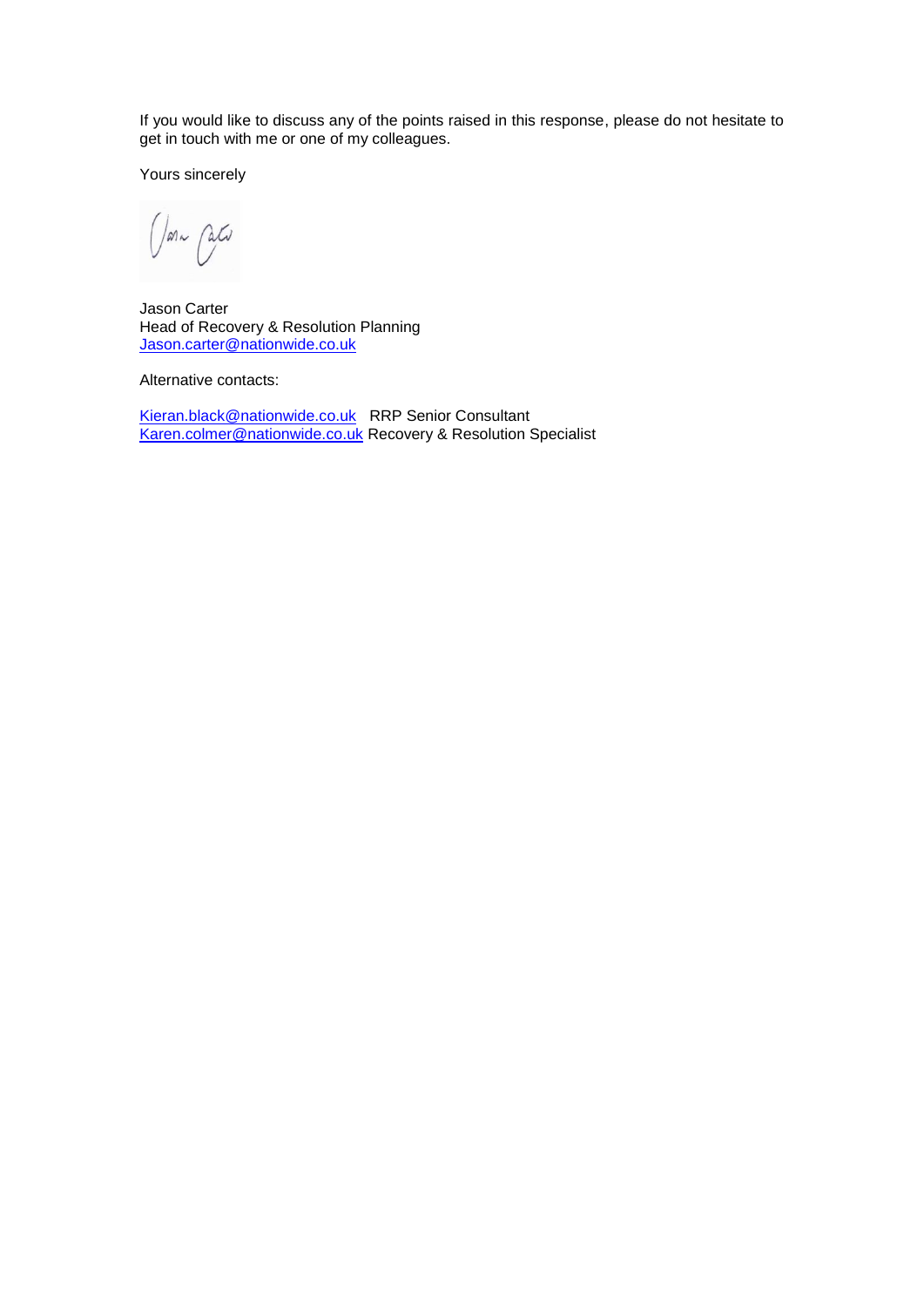If you would like to discuss any of the points raised in this response, please do not hesitate to get in touch with me or one of my colleagues.

Yours sincerely

Jason Carter
Head of Recovery & Resolution Planning
Jason.carter@nationwide.co.uk

Alternative contacts:

Kieran.black@nationwide.co.uk RRP Senior Consultant
Karen.colmer@nationwide.co.uk Recovery & Resolution Specialist